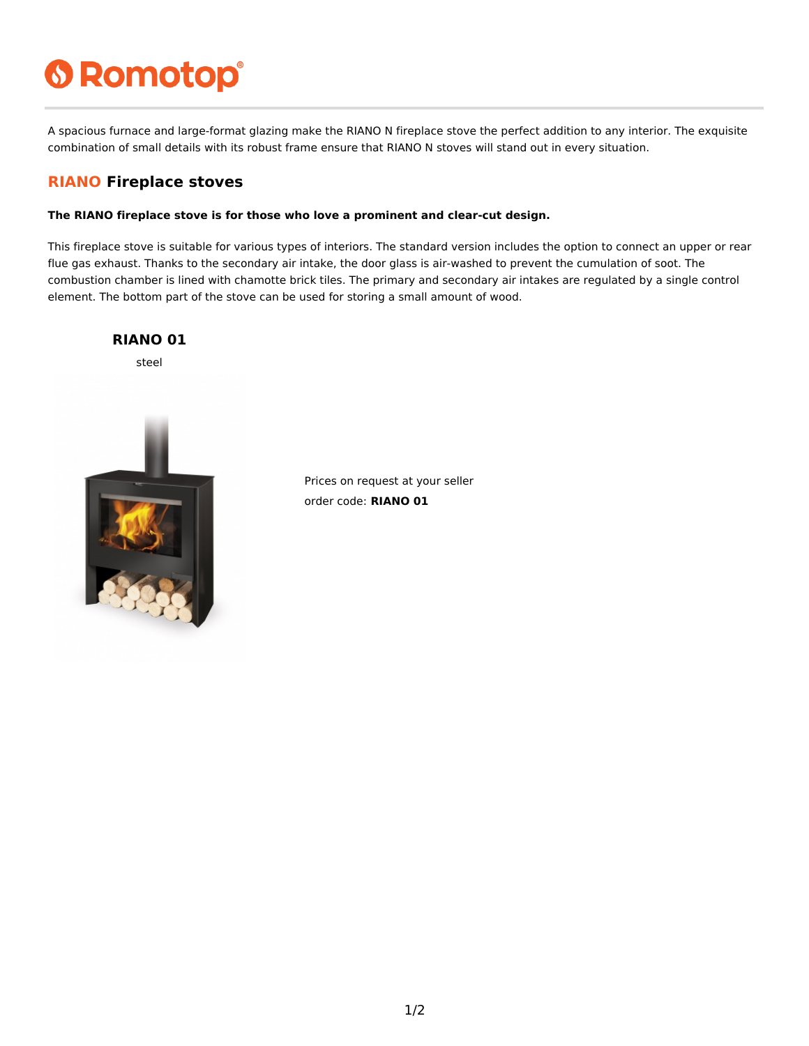# Romotop

A spacious furnace and large-format glazing make the RIANO N fireplace stove the perfect addition to any interior. The exquisite combination of small details with its robust frame ensure that RIANO N stoves will stand out in every situation.

## RIANO Fireplace stoves

**The RIANO fireplace stove is for those who love a prominent and clear-cut design.**

This fireplace stove is suitable for various types of interiors. The standard version includes the option to connect an upper or rear flue gas exhaust. Thanks to the secondary air intake, the door glass is air-washed to prevent the cumulation of soot. The combustion chamber is lined with chamotte brick tiles. The primary and secondary air intakes are regulated by a single control element. The bottom part of the stove can be used for storing a small amount of wood.

### RIANO 01

steel

Prices on request at your seller

order code: **RIANO 01**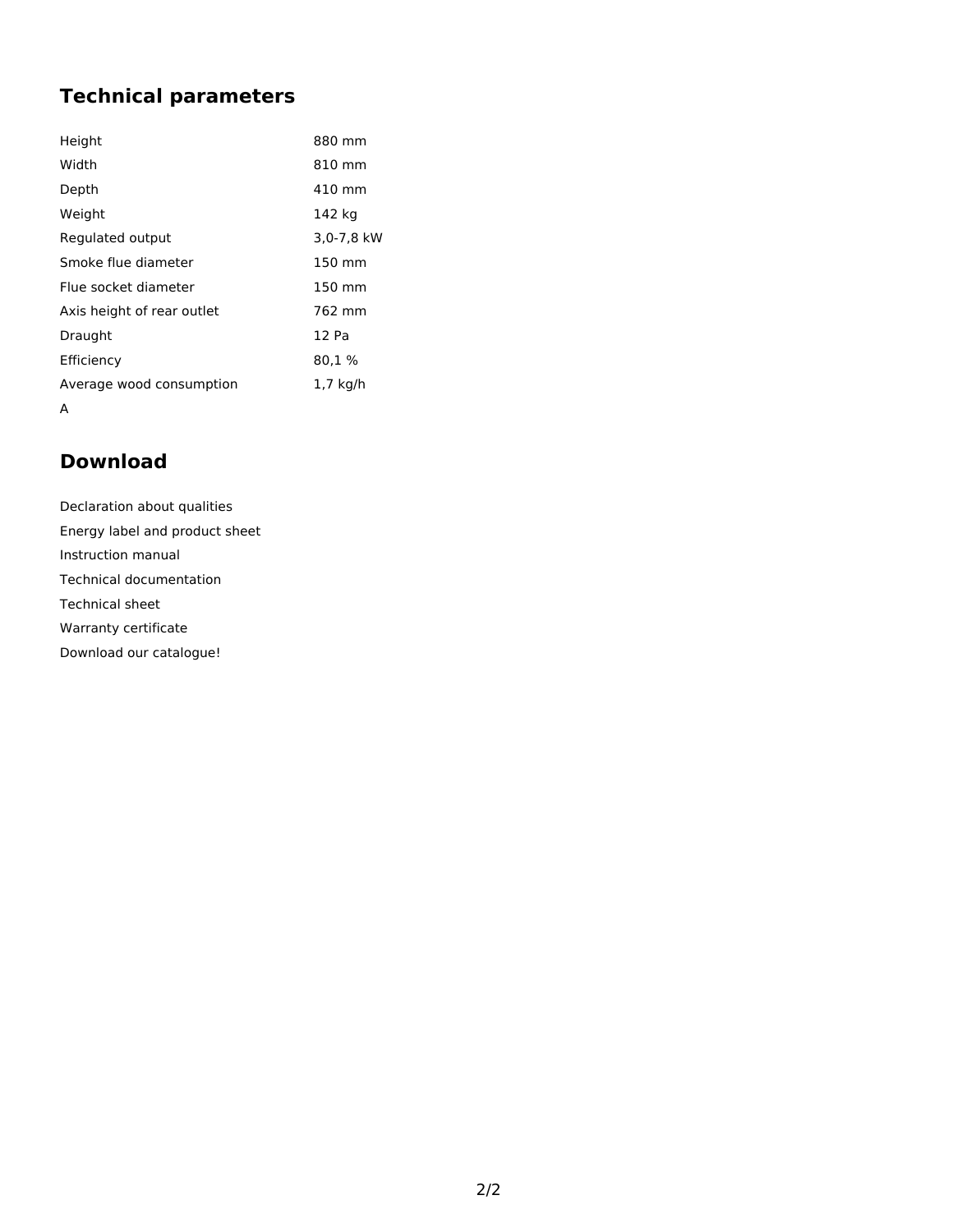## Technical parameters

| | |
|---|---|
| Height | 880 mm |
| Width | 810 mm |
| Depth | 410 mm |
| Weight | 142 kg |
| Regulated output | 3,0-7,8 kW |
| Smoke flue diameter | 150 mm |
| Flue socket diameter | 150 mm |
| Axis height of rear outlet | 762 mm |
| Draught | 12 Pa |
| Efficiency | 80,1 % |
| Average wood consumption | 1,7 kg/h |
| A | |

## Download

Declaration about qualities

Energy label and product sheet

Instruction manual

Technical documentation

Technical sheet

Warranty certificate

Download our catalogue!